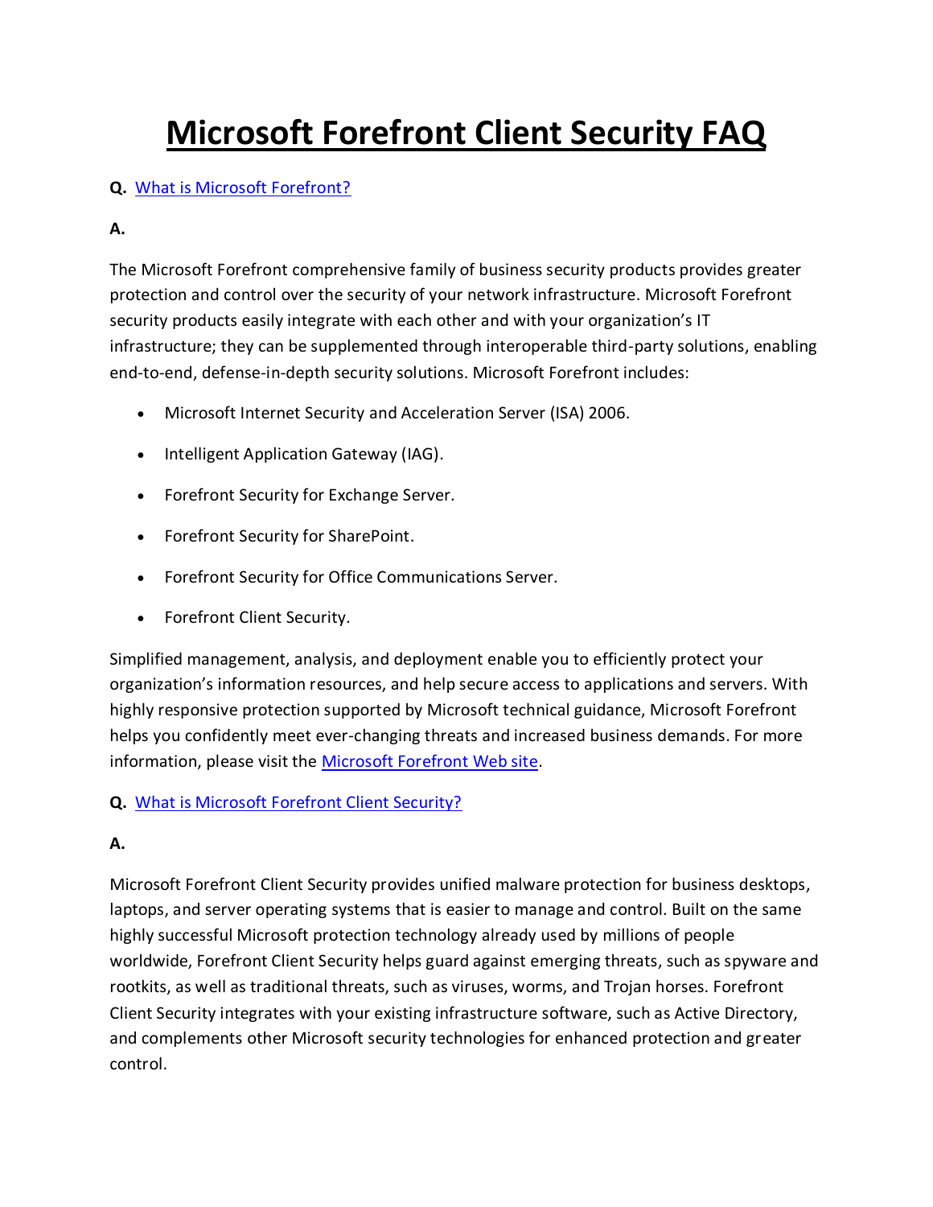# Microsoft Forefront Client Security FAQ

**Q.** [What is Microsoft Forefront?]()

**A.**

The Microsoft Forefront comprehensive family of business security products provides greater protection and control over the security of your network infrastructure. Microsoft Forefront security products easily integrate with each other and with your organization's IT infrastructure; they can be supplemented through interoperable third-party solutions, enabling end-to-end, defense-in-depth security solutions. Microsoft Forefront includes:

- Microsoft Internet Security and Acceleration Server (ISA) 2006.
- Intelligent Application Gateway (IAG).
- Forefront Security for Exchange Server.
- Forefront Security for SharePoint.
- Forefront Security for Office Communications Server.
- Forefront Client Security.

Simplified management, analysis, and deployment enable you to efficiently protect your organization's information resources, and help secure access to applications and servers. With highly responsive protection supported by Microsoft technical guidance, Microsoft Forefront helps you confidently meet ever-changing threats and increased business demands. For more information, please visit the [Microsoft Forefront Web site]().

**Q.** [What is Microsoft Forefront Client Security?]()

**A.**

Microsoft Forefront Client Security provides unified malware protection for business desktops, laptops, and server operating systems that is easier to manage and control. Built on the same highly successful Microsoft protection technology already used by millions of people worldwide, Forefront Client Security helps guard against emerging threats, such as spyware and rootkits, as well as traditional threats, such as viruses, worms, and Trojan horses. Forefront Client Security integrates with your existing infrastructure software, such as Active Directory, and complements other Microsoft security technologies for enhanced protection and greater control.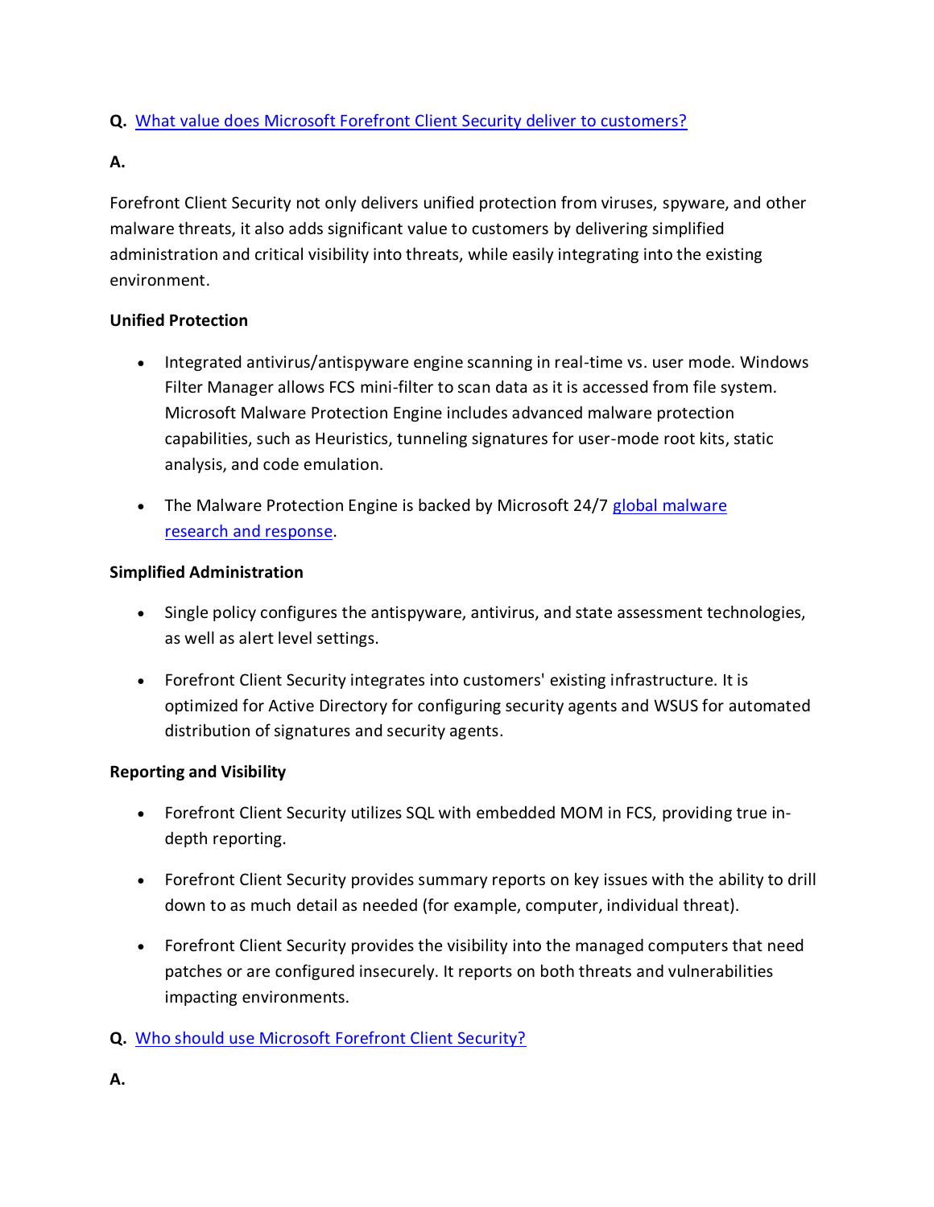**Q.** [What value does Microsoft Forefront Client Security deliver to customers?]()

**A.**

Forefront Client Security not only delivers unified protection from viruses, spyware, and other malware threats, it also adds significant value to customers by delivering simplified administration and critical visibility into threats, while easily integrating into the existing environment.

**Unified Protection**

- Integrated antivirus/antispyware engine scanning in real-time vs. user mode. Windows Filter Manager allows FCS mini-filter to scan data as it is accessed from file system. Microsoft Malware Protection Engine includes advanced malware protection capabilities, such as Heuristics, tunneling signatures for user-mode root kits, static analysis, and code emulation.

- The Malware Protection Engine is backed by Microsoft 24/7 [global malware research and response]().

**Simplified Administration**

- Single policy configures the antispyware, antivirus, and state assessment technologies, as well as alert level settings.

- Forefront Client Security integrates into customers' existing infrastructure. It is optimized for Active Directory for configuring security agents and WSUS for automated distribution of signatures and security agents.

**Reporting and Visibility**

- Forefront Client Security utilizes SQL with embedded MOM in FCS, providing true in-depth reporting.

- Forefront Client Security provides summary reports on key issues with the ability to drill down to as much detail as needed (for example, computer, individual threat).

- Forefront Client Security provides the visibility into the managed computers that need patches or are configured insecurely. It reports on both threats and vulnerabilities impacting environments.

**Q.** [Who should use Microsoft Forefront Client Security?]()

**A.**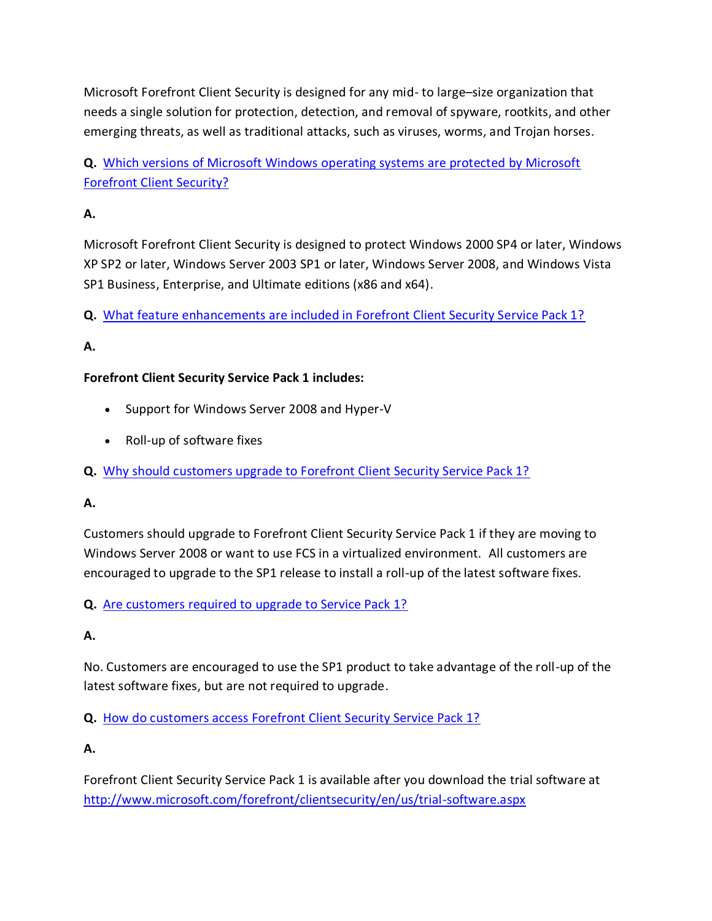Microsoft Forefront Client Security is designed for any mid- to large–size organization that needs a single solution for protection, detection, and removal of spyware, rootkits, and other emerging threats, as well as traditional attacks, such as viruses, worms, and Trojan horses.

**Q.** Which versions of Microsoft Windows operating systems are protected by Microsoft Forefront Client Security?

**A.**

Microsoft Forefront Client Security is designed to protect Windows 2000 SP4 or later, Windows XP SP2 or later, Windows Server 2003 SP1 or later, Windows Server 2008, and Windows Vista SP1 Business, Enterprise, and Ultimate editions (x86 and x64).

**Q.** What feature enhancements are included in Forefront Client Security Service Pack 1?

**A.**

**Forefront Client Security Service Pack 1 includes:**

- Support for Windows Server 2008 and Hyper-V
- Roll-up of software fixes

**Q.** Why should customers upgrade to Forefront Client Security Service Pack 1?

**A.**

Customers should upgrade to Forefront Client Security Service Pack 1 if they are moving to Windows Server 2008 or want to use FCS in a virtualized environment. All customers are encouraged to upgrade to the SP1 release to install a roll-up of the latest software fixes.

**Q.** Are customers required to upgrade to Service Pack 1?

**A.**

No. Customers are encouraged to use the SP1 product to take advantage of the roll-up of the latest software fixes, but are not required to upgrade.

**Q.** How do customers access Forefront Client Security Service Pack 1?

**A.**

Forefront Client Security Service Pack 1 is available after you download the trial software at http://www.microsoft.com/forefront/clientsecurity/en/us/trial-software.aspx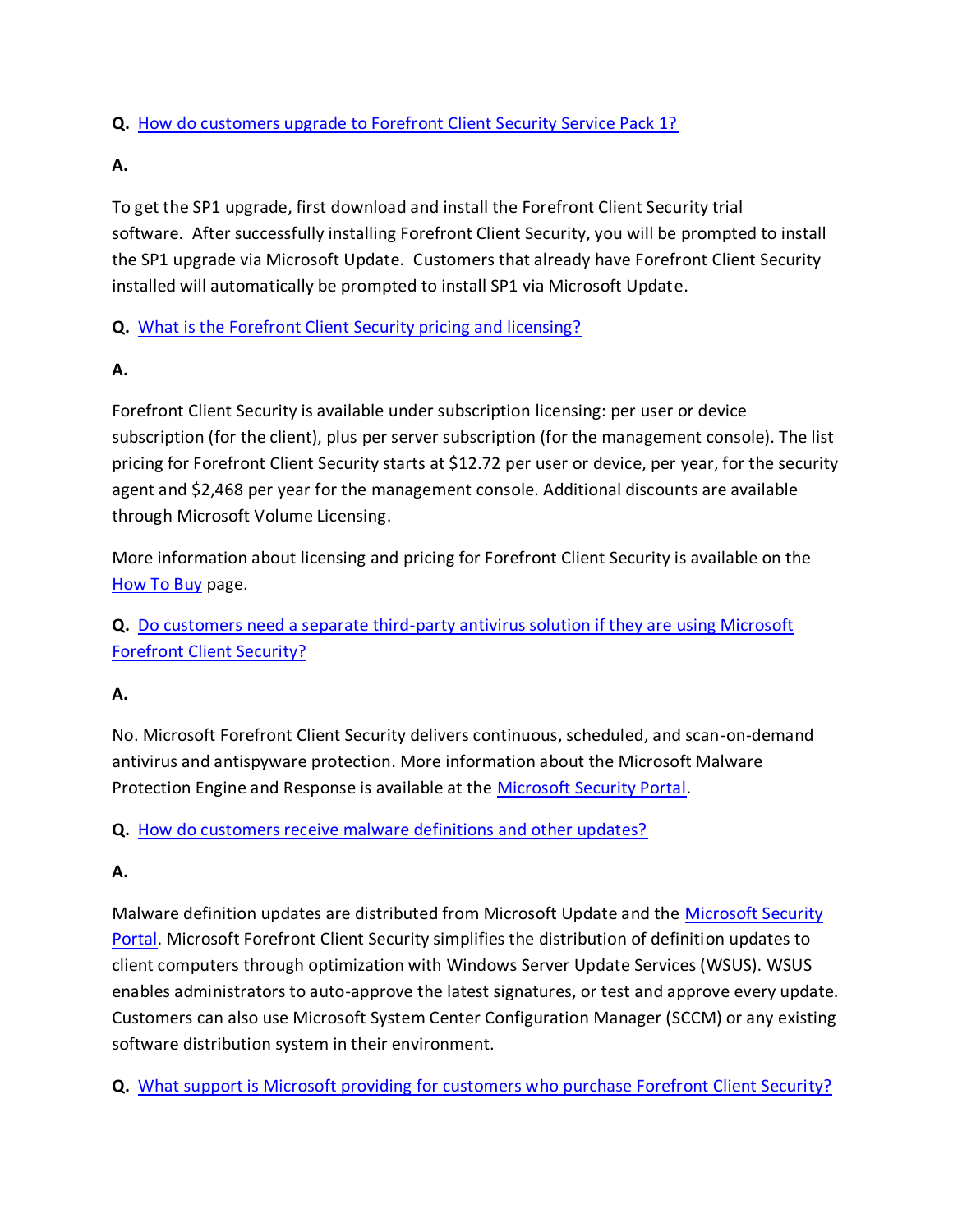**Q.** How do customers upgrade to Forefront Client Security Service Pack 1?

**A.**

To get the SP1 upgrade, first download and install the Forefront Client Security trial software. After successfully installing Forefront Client Security, you will be prompted to install the SP1 upgrade via Microsoft Update. Customers that already have Forefront Client Security installed will automatically be prompted to install SP1 via Microsoft Update.

**Q.** What is the Forefront Client Security pricing and licensing?

**A.**

Forefront Client Security is available under subscription licensing: per user or device subscription (for the client), plus per server subscription (for the management console). The list pricing for Forefront Client Security starts at $12.72 per user or device, per year, for the security agent and $2,468 per year for the management console. Additional discounts are available through Microsoft Volume Licensing.

More information about licensing and pricing for Forefront Client Security is available on the How To Buy page.

**Q.** Do customers need a separate third-party antivirus solution if they are using Microsoft Forefront Client Security?

**A.**

No. Microsoft Forefront Client Security delivers continuous, scheduled, and scan-on-demand antivirus and antispyware protection. More information about the Microsoft Malware Protection Engine and Response is available at the Microsoft Security Portal.

**Q.** How do customers receive malware definitions and other updates?

**A.**

Malware definition updates are distributed from Microsoft Update and the Microsoft Security Portal. Microsoft Forefront Client Security simplifies the distribution of definition updates to client computers through optimization with Windows Server Update Services (WSUS). WSUS enables administrators to auto-approve the latest signatures, or test and approve every update. Customers can also use Microsoft System Center Configuration Manager (SCCM) or any existing software distribution system in their environment.

**Q.** What support is Microsoft providing for customers who purchase Forefront Client Security?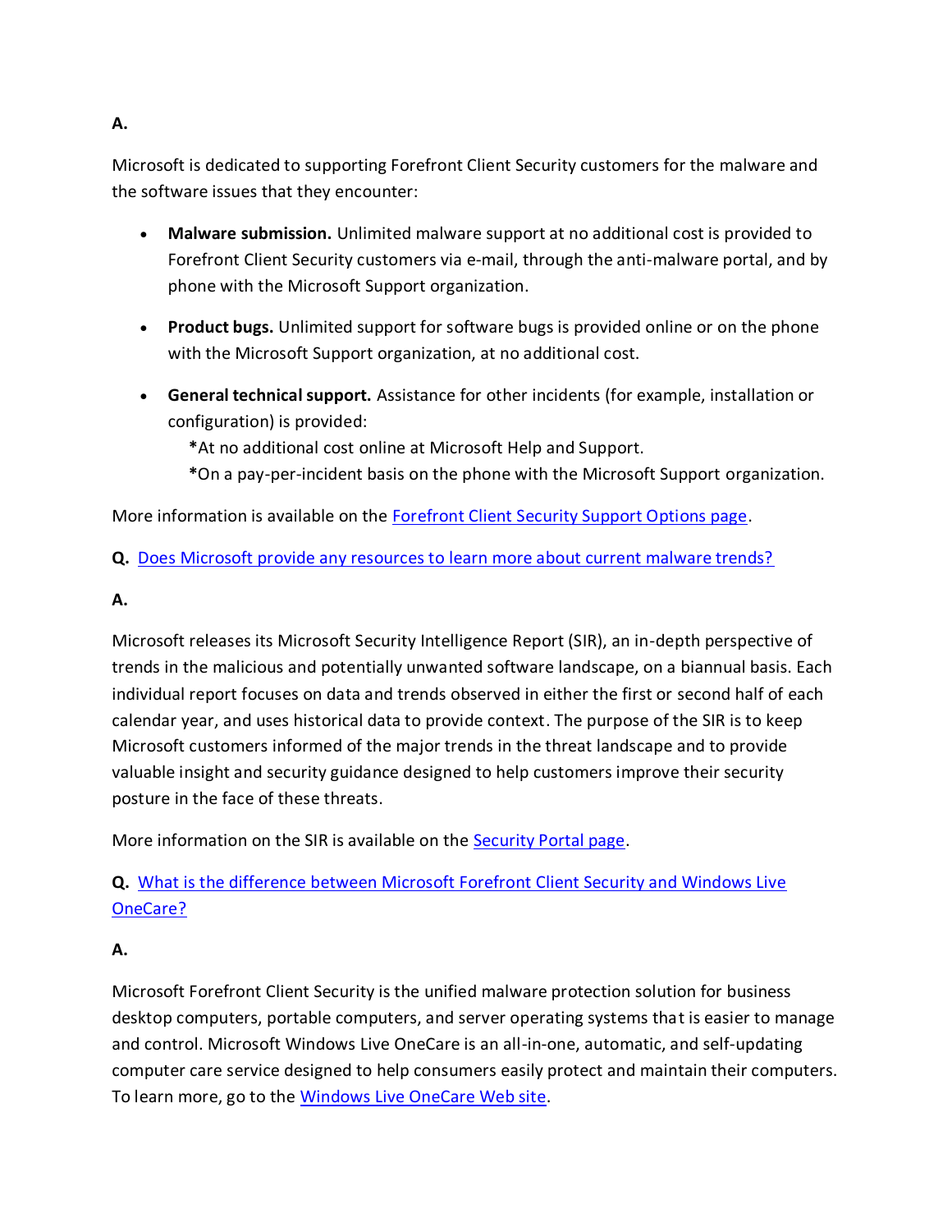**A.**

Microsoft is dedicated to supporting Forefront Client Security customers for the malware and the software issues that they encounter:

- **Malware submission.** Unlimited malware support at no additional cost is provided to Forefront Client Security customers via e-mail, through the anti-malware portal, and by phone with the Microsoft Support organization.
- **Product bugs.** Unlimited support for software bugs is provided online or on the phone with the Microsoft Support organization, at no additional cost.
- **General technical support.** Assistance for other incidents (for example, installation or configuration) is provided:
  *At no additional cost online at Microsoft Help and Support.
  *On a pay-per-incident basis on the phone with the Microsoft Support organization.

More information is available on the [Forefront Client Security Support Options page](#).

**Q.** [Does Microsoft provide any resources to learn more about current malware trends?](#)

**A.**

Microsoft releases its Microsoft Security Intelligence Report (SIR), an in-depth perspective of trends in the malicious and potentially unwanted software landscape, on a biannual basis. Each individual report focuses on data and trends observed in either the first or second half of each calendar year, and uses historical data to provide context. The purpose of the SIR is to keep Microsoft customers informed of the major trends in the threat landscape and to provide valuable insight and security guidance designed to help customers improve their security posture in the face of these threats.

More information on the SIR is available on the [Security Portal page](#).

**Q.** [What is the difference between Microsoft Forefront Client Security and Windows Live OneCare?](#)

**A.**

Microsoft Forefront Client Security is the unified malware protection solution for business desktop computers, portable computers, and server operating systems that is easier to manage and control. Microsoft Windows Live OneCare is an all-in-one, automatic, and self-updating computer care service designed to help consumers easily protect and maintain their computers. To learn more, go to the [Windows Live OneCare Web site](#).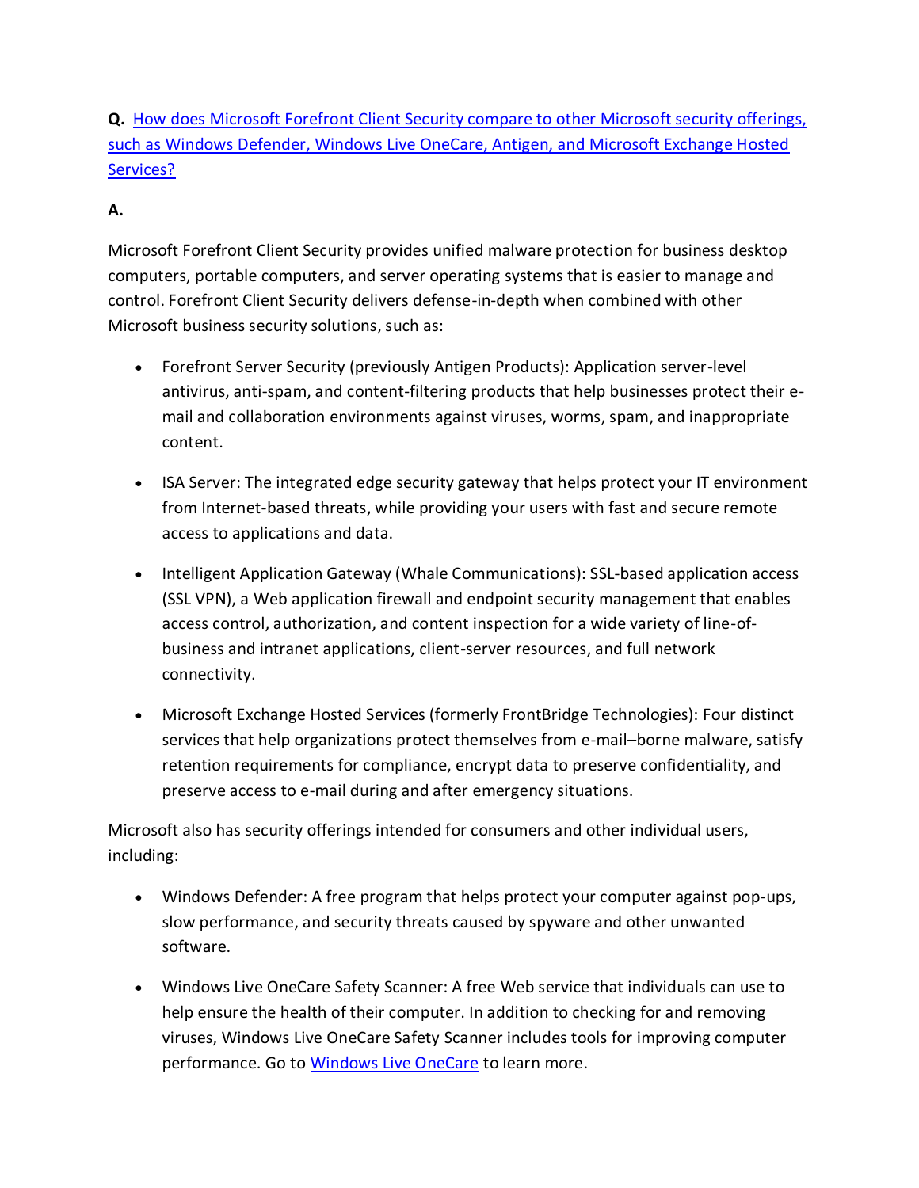**Q.** How does Microsoft Forefront Client Security compare to other Microsoft security offerings, such as Windows Defender, Windows Live OneCare, Antigen, and Microsoft Exchange Hosted Services?

**A.**

Microsoft Forefront Client Security provides unified malware protection for business desktop computers, portable computers, and server operating systems that is easier to manage and control. Forefront Client Security delivers defense-in-depth when combined with other Microsoft business security solutions, such as:

- Forefront Server Security (previously Antigen Products): Application server-level antivirus, anti-spam, and content-filtering products that help businesses protect their e-mail and collaboration environments against viruses, worms, spam, and inappropriate content.
- ISA Server: The integrated edge security gateway that helps protect your IT environment from Internet-based threats, while providing your users with fast and secure remote access to applications and data.
- Intelligent Application Gateway (Whale Communications): SSL-based application access (SSL VPN), a Web application firewall and endpoint security management that enables access control, authorization, and content inspection for a wide variety of line-of-business and intranet applications, client-server resources, and full network connectivity.
- Microsoft Exchange Hosted Services (formerly FrontBridge Technologies): Four distinct services that help organizations protect themselves from e-mail–borne malware, satisfy retention requirements for compliance, encrypt data to preserve confidentiality, and preserve access to e-mail during and after emergency situations.

Microsoft also has security offerings intended for consumers and other individual users, including:

- Windows Defender: A free program that helps protect your computer against pop-ups, slow performance, and security threats caused by spyware and other unwanted software.
- Windows Live OneCare Safety Scanner: A free Web service that individuals can use to help ensure the health of their computer. In addition to checking for and removing viruses, Windows Live OneCare Safety Scanner includes tools for improving computer performance. Go to Windows Live OneCare to learn more.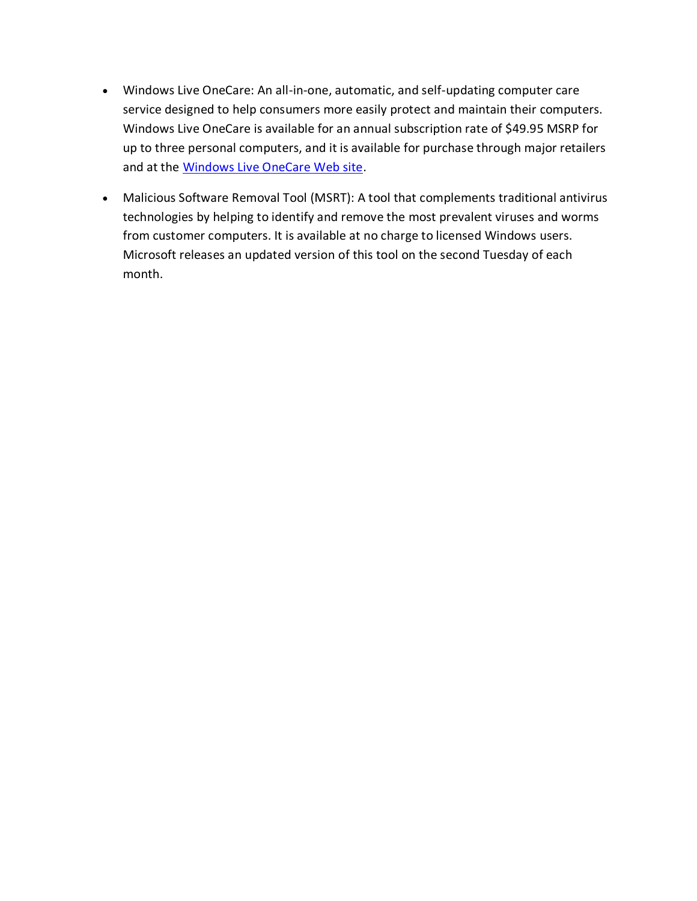- Windows Live OneCare: An all-in-one, automatic, and self-updating computer care service designed to help consumers more easily protect and maintain their computers. Windows Live OneCare is available for an annual subscription rate of $49.95 MSRP for up to three personal computers, and it is available for purchase through major retailers and at the Windows Live OneCare Web site.

- Malicious Software Removal Tool (MSRT): A tool that complements traditional antivirus technologies by helping to identify and remove the most prevalent viruses and worms from customer computers. It is available at no charge to licensed Windows users. Microsoft releases an updated version of this tool on the second Tuesday of each month.